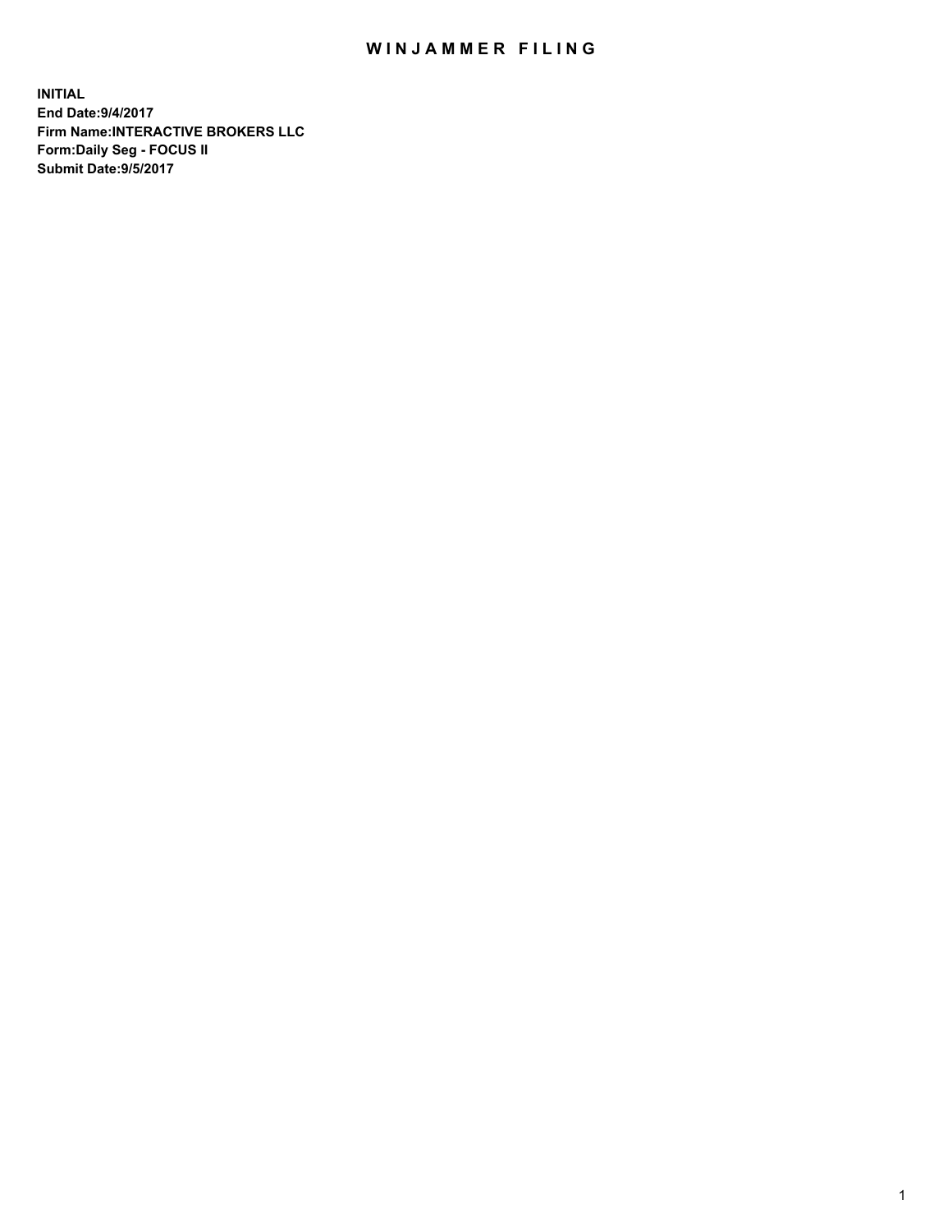# WINJAMMER FILING

**INITIAL**
**End Date:9/4/2017**
**Firm Name:INTERACTIVE BROKERS LLC**
**Form:Daily Seg - FOCUS II**
**Submit Date:9/5/2017**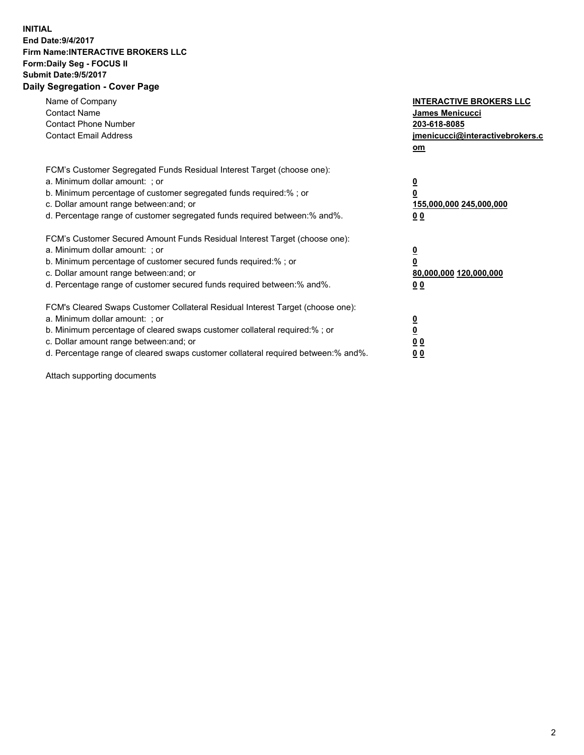**INITIAL**
**End Date:9/4/2017**
**Firm Name:INTERACTIVE BROKERS LLC**
**Form:Daily Seg - FOCUS II**
**Submit Date:9/5/2017**

## Daily Segregation - Cover Page

| | |
|---|---|
| Name of Company | **INTERACTIVE BROKERS LLC** |
| Contact Name | **James Menicucci** |
| Contact Phone Number | **203-618-8085** |
| Contact Email Address | **jmenicucci@interactivebrokers.com** |

FCM's Customer Segregated Funds Residual Interest Target (choose one):

| | |
|---|---|
| a. Minimum dollar amount: ; or | **0** |
| b. Minimum percentage of customer segregated funds required:% ; or | **0** |
| c. Dollar amount range between:and; or | **155,000,000 245,000,000** |
| d. Percentage range of customer segregated funds required between:% and%. | **0 0** |

FCM's Customer Secured Amount Funds Residual Interest Target (choose one):

| | |
|---|---|
| a. Minimum dollar amount: ; or | **0** |
| b. Minimum percentage of customer secured funds required:% ; or | **0** |
| c. Dollar amount range between:and; or | **80,000,000 120,000,000** |
| d. Percentage range of customer secured funds required between:% and%. | **0 0** |

FCM's Cleared Swaps Customer Collateral Residual Interest Target (choose one):

| | |
|---|---|
| a. Minimum dollar amount: ; or | **0** |
| b. Minimum percentage of cleared swaps customer collateral required:% ; or | **0** |
| c. Dollar amount range between:and; or | **0 0** |
| d. Percentage range of cleared swaps customer collateral required between:% and%. | **0 0** |

Attach supporting documents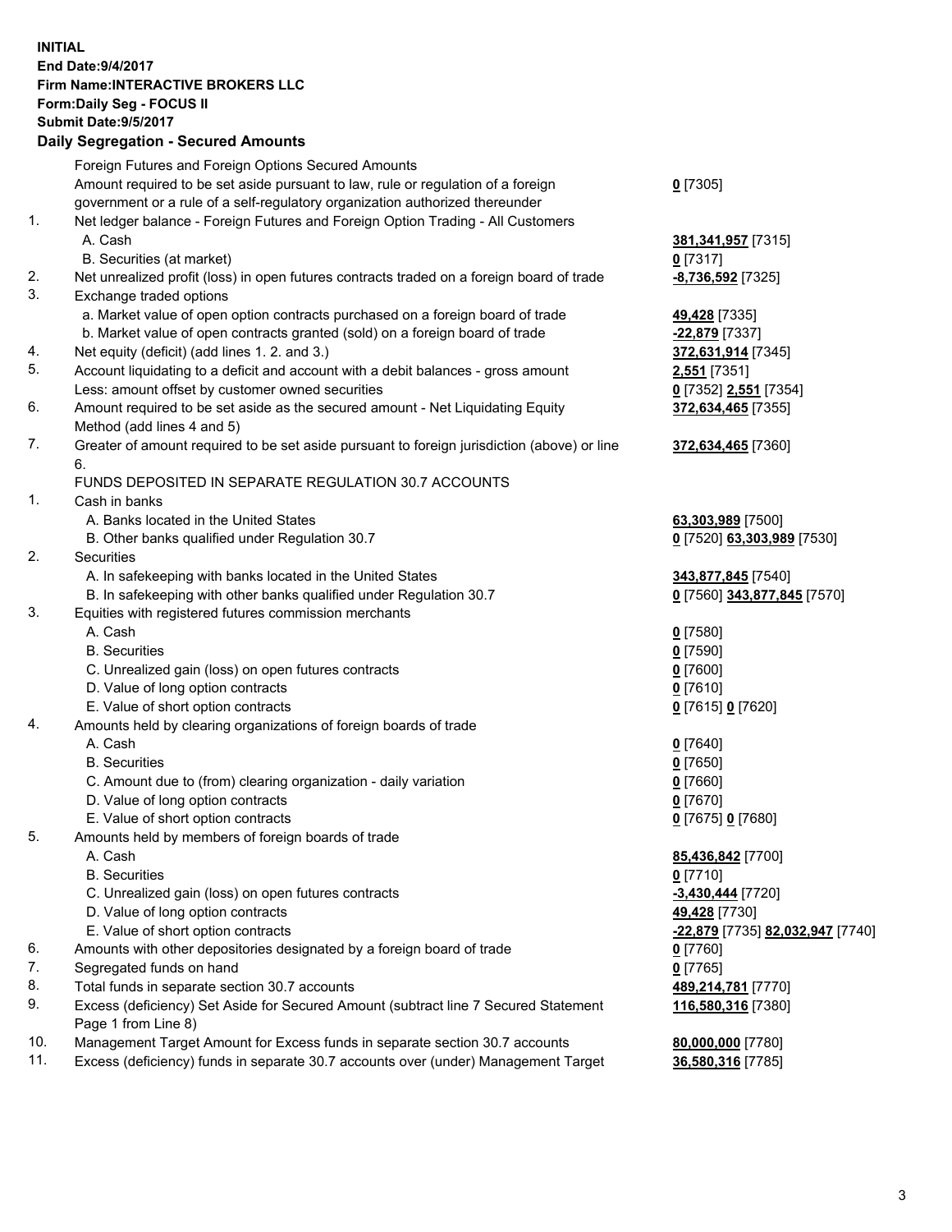**INITIAL**
**End Date:9/4/2017**
**Firm Name:INTERACTIVE BROKERS LLC**
**Form:Daily Seg - FOCUS II**
**Submit Date:9/5/2017**

## Daily Segregation - Secured Amounts

| | | |
|---|---|---|
| | Foreign Futures and Foreign Options Secured Amounts | |
| | Amount required to be set aside pursuant to law, rule or regulation of a foreign government or a rule of a self-regulatory organization authorized thereunder | **0** [7305] |
| 1. | Net ledger balance - Foreign Futures and Foreign Option Trading - All Customers | |
| | A. Cash | **381,341,957** [7315] |
| | B. Securities (at market) | **0** [7317] |
| 2. | Net unrealized profit (loss) in open futures contracts traded on a foreign board of trade | **-8,736,592** [7325] |
| 3. | Exchange traded options | |
| | a. Market value of open option contracts purchased on a foreign board of trade | **49,428** [7335] |
| | b. Market value of open contracts granted (sold) on a foreign board of trade | **-22,879** [7337] |
| 4. | Net equity (deficit) (add lines 1. 2. and 3.) | **372,631,914** [7345] |
| 5. | Account liquidating to a deficit and account with a debit balances - gross amount | **2,551** [7351] |
| | Less: amount offset by customer owned securities | **0** [7352] **2,551** [7354] |
| 6. | Amount required to be set aside as the secured amount - Net Liquidating Equity Method (add lines 4 and 5) | **372,634,465** [7355] |
| 7. | Greater of amount required to be set aside pursuant to foreign jurisdiction (above) or line 6. | **372,634,465** [7360] |
| | FUNDS DEPOSITED IN SEPARATE REGULATION 30.7 ACCOUNTS | |
| 1. | Cash in banks | |
| | A. Banks located in the United States | **63,303,989** [7500] |
| | B. Other banks qualified under Regulation 30.7 | **0** [7520] **63,303,989** [7530] |
| 2. | Securities | |
| | A. In safekeeping with banks located in the United States | **343,877,845** [7540] |
| | B. In safekeeping with other banks qualified under Regulation 30.7 | **0** [7560] **343,877,845** [7570] |
| 3. | Equities with registered futures commission merchants | |
| | A. Cash | **0** [7580] |
| | B. Securities | **0** [7590] |
| | C. Unrealized gain (loss) on open futures contracts | **0** [7600] |
| | D. Value of long option contracts | **0** [7610] |
| | E. Value of short option contracts | **0** [7615] **0** [7620] |
| 4. | Amounts held by clearing organizations of foreign boards of trade | |
| | A. Cash | **0** [7640] |
| | B. Securities | **0** [7650] |
| | C. Amount due to (from) clearing organization - daily variation | **0** [7660] |
| | D. Value of long option contracts | **0** [7670] |
| | E. Value of short option contracts | **0** [7675] **0** [7680] |
| 5. | Amounts held by members of foreign boards of trade | |
| | A. Cash | **85,436,842** [7700] |
| | B. Securities | **0** [7710] |
| | C. Unrealized gain (loss) on open futures contracts | **-3,430,444** [7720] |
| | D. Value of long option contracts | **49,428** [7730] |
| | E. Value of short option contracts | **-22,879** [7735] **82,032,947** [7740] |
| 6. | Amounts with other depositories designated by a foreign board of trade | **0** [7760] |
| 7. | Segregated funds on hand | **0** [7765] |
| 8. | Total funds in separate section 30.7 accounts | **489,214,781** [7770] |
| 9. | Excess (deficiency) Set Aside for Secured Amount (subtract line 7 Secured Statement Page 1 from Line 8) | **116,580,316** [7380] |
| 10. | Management Target Amount for Excess funds in separate section 30.7 accounts | **80,000,000** [7780] |
| 11. | Excess (deficiency) funds in separate 30.7 accounts over (under) Management Target | **36,580,316** [7785] |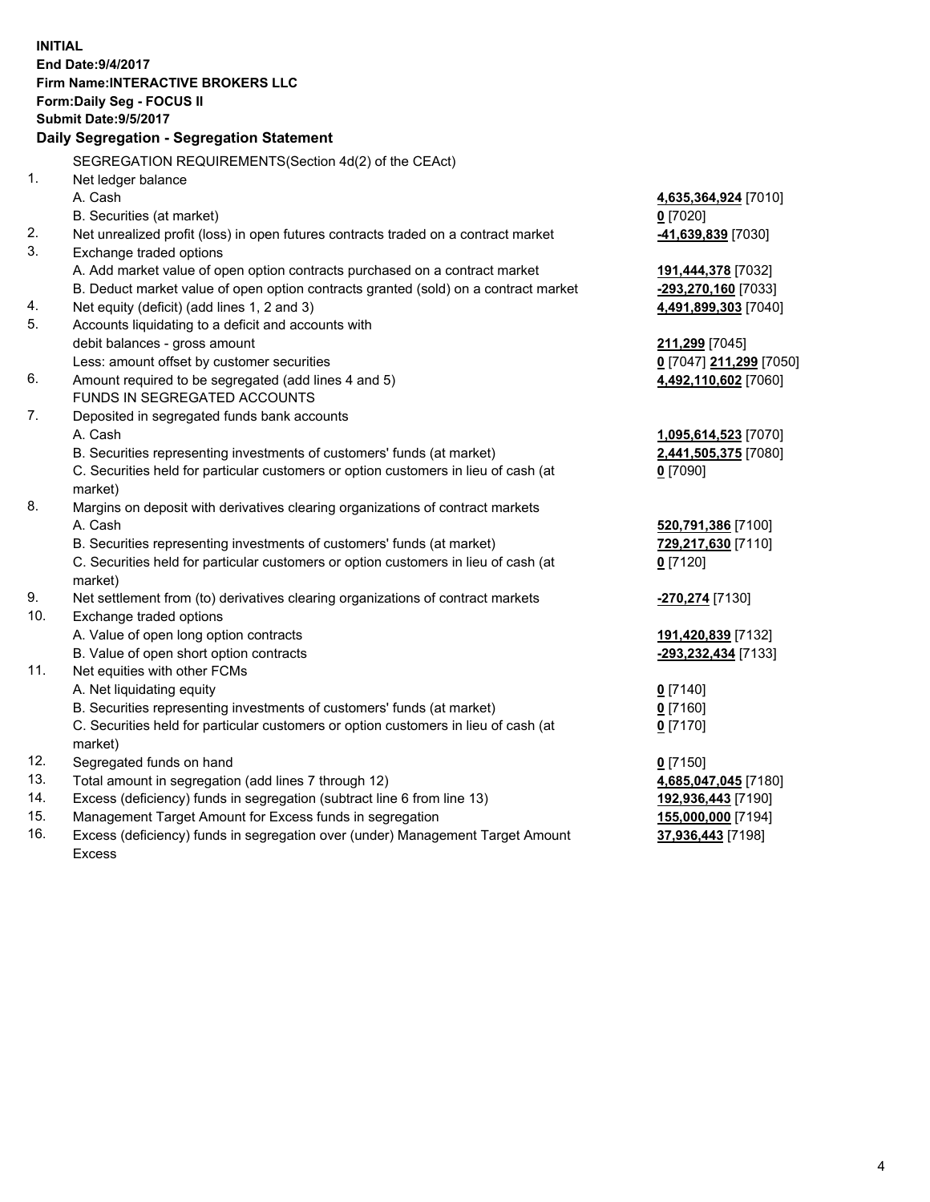**INITIAL**
**End Date:9/4/2017**
**Firm Name:INTERACTIVE BROKERS LLC**
**Form:Daily Seg - FOCUS II**
**Submit Date:9/5/2017**
**Daily Segregation - Segregation Statement**

| | | |
|---|---|---|
| | SEGREGATION REQUIREMENTS(Section 4d(2) of the CEAct) | |
| 1. | Net ledger balance | |
| | A. Cash | **4,635,364,924** [7010] |
| | B. Securities (at market) | **0** [7020] |
| 2. | Net unrealized profit (loss) in open futures contracts traded on a contract market | **-41,639,839** [7030] |
| 3. | Exchange traded options | |
| | A. Add market value of open option contracts purchased on a contract market | **191,444,378** [7032] |
| | B. Deduct market value of open option contracts granted (sold) on a contract market | **-293,270,160** [7033] |
| 4. | Net equity (deficit) (add lines 1, 2 and 3) | **4,491,899,303** [7040] |
| 5. | Accounts liquidating to a deficit and accounts with | |
| | debit balances - gross amount | **211,299** [7045] |
| | Less: amount offset by customer securities | **0** [7047] **211,299** [7050] |
| 6. | Amount required to be segregated (add lines 4 and 5) | **4,492,110,602** [7060] |
| | FUNDS IN SEGREGATED ACCOUNTS | |
| 7. | Deposited in segregated funds bank accounts | |
| | A. Cash | **1,095,614,523** [7070] |
| | B. Securities representing investments of customers' funds (at market) | **2,441,505,375** [7080] |
| | C. Securities held for particular customers or option customers in lieu of cash (at market) | **0** [7090] |
| 8. | Margins on deposit with derivatives clearing organizations of contract markets | |
| | A. Cash | **520,791,386** [7100] |
| | B. Securities representing investments of customers' funds (at market) | **729,217,630** [7110] |
| | C. Securities held for particular customers or option customers in lieu of cash (at market) | **0** [7120] |
| 9. | Net settlement from (to) derivatives clearing organizations of contract markets | **-270,274** [7130] |
| 10. | Exchange traded options | |
| | A. Value of open long option contracts | **191,420,839** [7132] |
| | B. Value of open short option contracts | **-293,232,434** [7133] |
| 11. | Net equities with other FCMs | |
| | A. Net liquidating equity | **0** [7140] |
| | B. Securities representing investments of customers' funds (at market) | **0** [7160] |
| | C. Securities held for particular customers or option customers in lieu of cash (at market) | **0** [7170] |
| 12. | Segregated funds on hand | **0** [7150] |
| 13. | Total amount in segregation (add lines 7 through 12) | **4,685,047,045** [7180] |
| 14. | Excess (deficiency) funds in segregation (subtract line 6 from line 13) | **192,936,443** [7190] |
| 15. | Management Target Amount for Excess funds in segregation | **155,000,000** [7194] |
| 16. | Excess (deficiency) funds in segregation over (under) Management Target Amount Excess | **37,936,443** [7198] |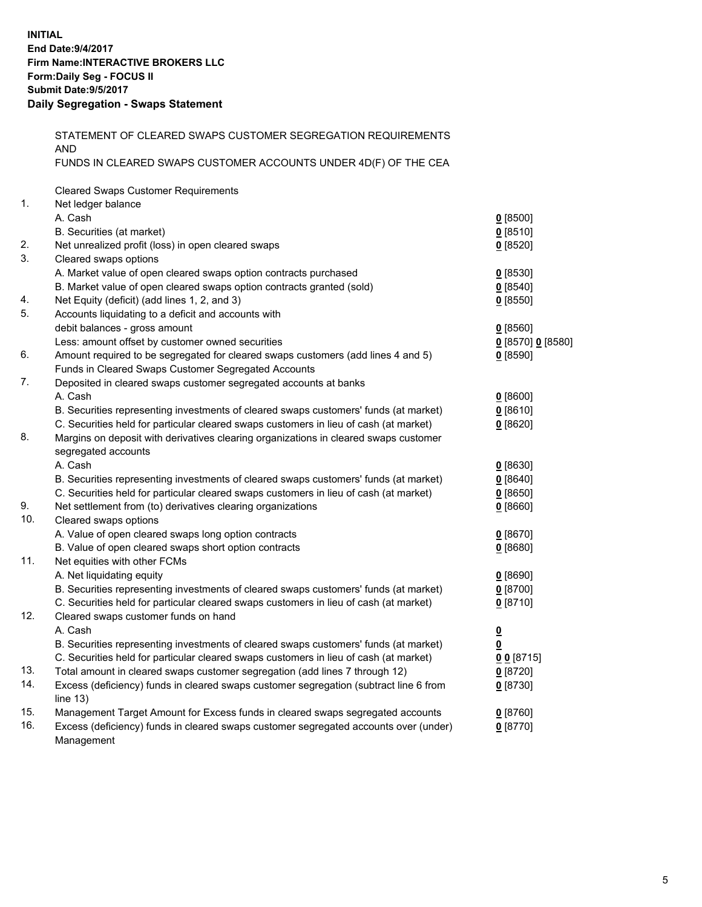**INITIAL**
**End Date:9/4/2017**
**Firm Name:INTERACTIVE BROKERS LLC**
**Form:Daily Seg - FOCUS II**
**Submit Date:9/5/2017**
**Daily Segregation - Swaps Statement**

STATEMENT OF CLEARED SWAPS CUSTOMER SEGREGATION REQUIREMENTS AND FUNDS IN CLEARED SWAPS CUSTOMER ACCOUNTS UNDER 4D(F) OF THE CEA

| | | |
|---|---|---|
| | Cleared Swaps Customer Requirements | |
| 1. | Net ledger balance | |
| | A. Cash | 0 [8500] |
| | B. Securities (at market) | 0 [8510] |
| 2. | Net unrealized profit (loss) in open cleared swaps | 0 [8520] |
| 3. | Cleared swaps options | |
| | A. Market value of open cleared swaps option contracts purchased | 0 [8530] |
| | B. Market value of open cleared swaps option contracts granted (sold) | 0 [8540] |
| 4. | Net Equity (deficit) (add lines 1, 2, and 3) | 0 [8550] |
| 5. | Accounts liquidating to a deficit and accounts with | |
| | debit balances - gross amount | 0 [8560] |
| | Less: amount offset by customer owned securities | 0 [8570] 0 [8580] |
| 6. | Amount required to be segregated for cleared swaps customers (add lines 4 and 5) | 0 [8590] |
| | Funds in Cleared Swaps Customer Segregated Accounts | |
| 7. | Deposited in cleared swaps customer segregated accounts at banks | |
| | A. Cash | 0 [8600] |
| | B. Securities representing investments of cleared swaps customers' funds (at market) | 0 [8610] |
| | C. Securities held for particular cleared swaps customers in lieu of cash (at market) | 0 [8620] |
| 8. | Margins on deposit with derivatives clearing organizations in cleared swaps customer segregated accounts | |
| | A. Cash | 0 [8630] |
| | B. Securities representing investments of cleared swaps customers' funds (at market) | 0 [8640] |
| | C. Securities held for particular cleared swaps customers in lieu of cash (at market) | 0 [8650] |
| 9. | Net settlement from (to) derivatives clearing organizations | 0 [8660] |
| 10. | Cleared swaps options | |
| | A. Value of open cleared swaps long option contracts | 0 [8670] |
| | B. Value of open cleared swaps short option contracts | 0 [8680] |
| 11. | Net equities with other FCMs | |
| | A. Net liquidating equity | 0 [8690] |
| | B. Securities representing investments of cleared swaps customers' funds (at market) | 0 [8700] |
| | C. Securities held for particular cleared swaps customers in lieu of cash (at market) | 0 [8710] |
| 12. | Cleared swaps customer funds on hand | |
| | A. Cash | 0 |
| | B. Securities representing investments of cleared swaps customers' funds (at market) | 0 |
| | C. Securities held for particular cleared swaps customers in lieu of cash (at market) | 0 0 [8715] |
| 13. | Total amount in cleared swaps customer segregation (add lines 7 through 12) | 0 [8720] |
| 14. | Excess (deficiency) funds in cleared swaps customer segregation (subtract line 6 from line 13) | 0 [8730] |
| 15. | Management Target Amount for Excess funds in cleared swaps segregated accounts | 0 [8760] |
| 16. | Excess (deficiency) funds in cleared swaps customer segregated accounts over (under) Management | 0 [8770] |